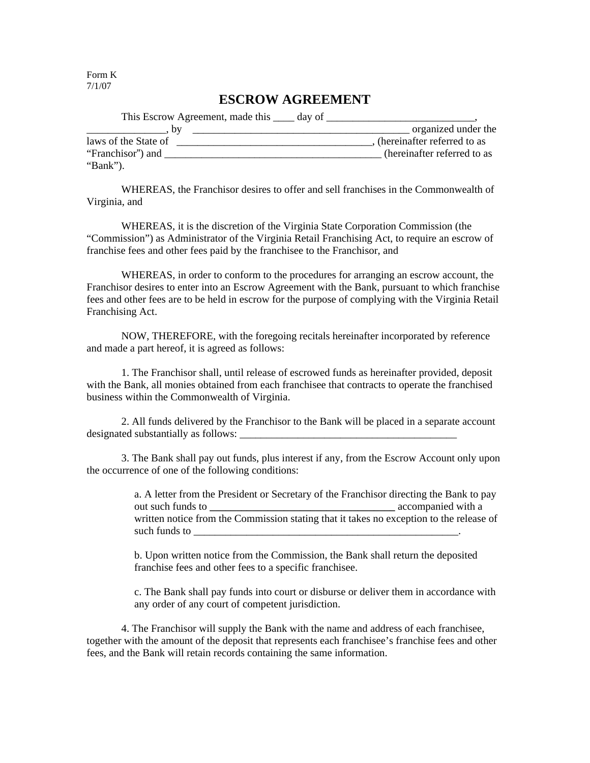Form K
7/1/07

# ESCROW AGREEMENT

This Escrow Agreement, made this ____ day of ____________________________, _______________, by ___________________________________________ organized under the laws of the State of _____________________________________, (hereinafter referred to as "Franchisor") and __________________________________________ (hereinafter referred to as "Bank").

WHEREAS, the Franchisor desires to offer and sell franchises in the Commonwealth of Virginia, and

WHEREAS, it is the discretion of the Virginia State Corporation Commission (the "Commission") as Administrator of the Virginia Retail Franchising Act, to require an escrow of franchise fees and other fees paid by the franchisee to the Franchisor, and

WHEREAS, in order to conform to the procedures for arranging an escrow account, the Franchisor desires to enter into an Escrow Agreement with the Bank, pursuant to which franchise fees and other fees are to be held in escrow for the purpose of complying with the Virginia Retail Franchising Act.

NOW, THEREFORE, with the foregoing recitals hereinafter incorporated by reference and made a part hereof, it is agreed as follows:

1. The Franchisor shall, until release of escrowed funds as hereinafter provided, deposit with the Bank, all monies obtained from each franchisee that contracts to operate the franchised business within the Commonwealth of Virginia.

2. All funds delivered by the Franchisor to the Bank will be placed in a separate account designated substantially as follows: ___________________________________________

3. The Bank shall pay out funds, plus interest if any, from the Escrow Account only upon the occurrence of one of the following conditions:

> a. A letter from the President or Secretary of the Franchisor directing the Bank to pay out such funds to ____________________________________ accompanied with a written notice from the Commission stating that it takes no exception to the release of such funds to _____________________________________________________.
>
> b. Upon written notice from the Commission, the Bank shall return the deposited franchise fees and other fees to a specific franchisee.
>
> c. The Bank shall pay funds into court or disburse or deliver them in accordance with any order of any court of competent jurisdiction.

4. The Franchisor will supply the Bank with the name and address of each franchisee, together with the amount of the deposit that represents each franchisee's franchise fees and other fees, and the Bank will retain records containing the same information.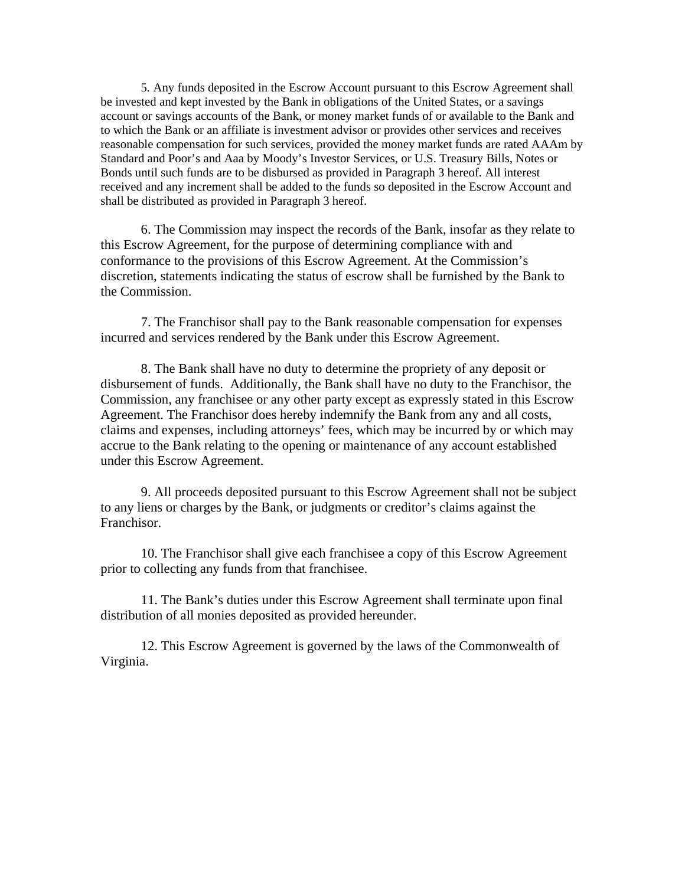5. Any funds deposited in the Escrow Account pursuant to this Escrow Agreement shall be invested and kept invested by the Bank in obligations of the United States, or a savings account or savings accounts of the Bank, or money market funds of or available to the Bank and to which the Bank or an affiliate is investment advisor or provides other services and receives reasonable compensation for such services, provided the money market funds are rated AAAm by Standard and Poor's and Aaa by Moody's Investor Services, or U.S. Treasury Bills, Notes or Bonds until such funds are to be disbursed as provided in Paragraph 3 hereof. All interest received and any increment shall be added to the funds so deposited in the Escrow Account and shall be distributed as provided in Paragraph 3 hereof.

6. The Commission may inspect the records of the Bank, insofar as they relate to this Escrow Agreement, for the purpose of determining compliance with and conformance to the provisions of this Escrow Agreement. At the Commission's discretion, statements indicating the status of escrow shall be furnished by the Bank to the Commission.

7. The Franchisor shall pay to the Bank reasonable compensation for expenses incurred and services rendered by the Bank under this Escrow Agreement.

8. The Bank shall have no duty to determine the propriety of any deposit or disbursement of funds. Additionally, the Bank shall have no duty to the Franchisor, the Commission, any franchisee or any other party except as expressly stated in this Escrow Agreement. The Franchisor does hereby indemnify the Bank from any and all costs, claims and expenses, including attorneys' fees, which may be incurred by or which may accrue to the Bank relating to the opening or maintenance of any account established under this Escrow Agreement.

9. All proceeds deposited pursuant to this Escrow Agreement shall not be subject to any liens or charges by the Bank, or judgments or creditor's claims against the Franchisor.

10. The Franchisor shall give each franchisee a copy of this Escrow Agreement prior to collecting any funds from that franchisee.

11. The Bank's duties under this Escrow Agreement shall terminate upon final distribution of all monies deposited as provided hereunder.

12. This Escrow Agreement is governed by the laws of the Commonwealth of Virginia.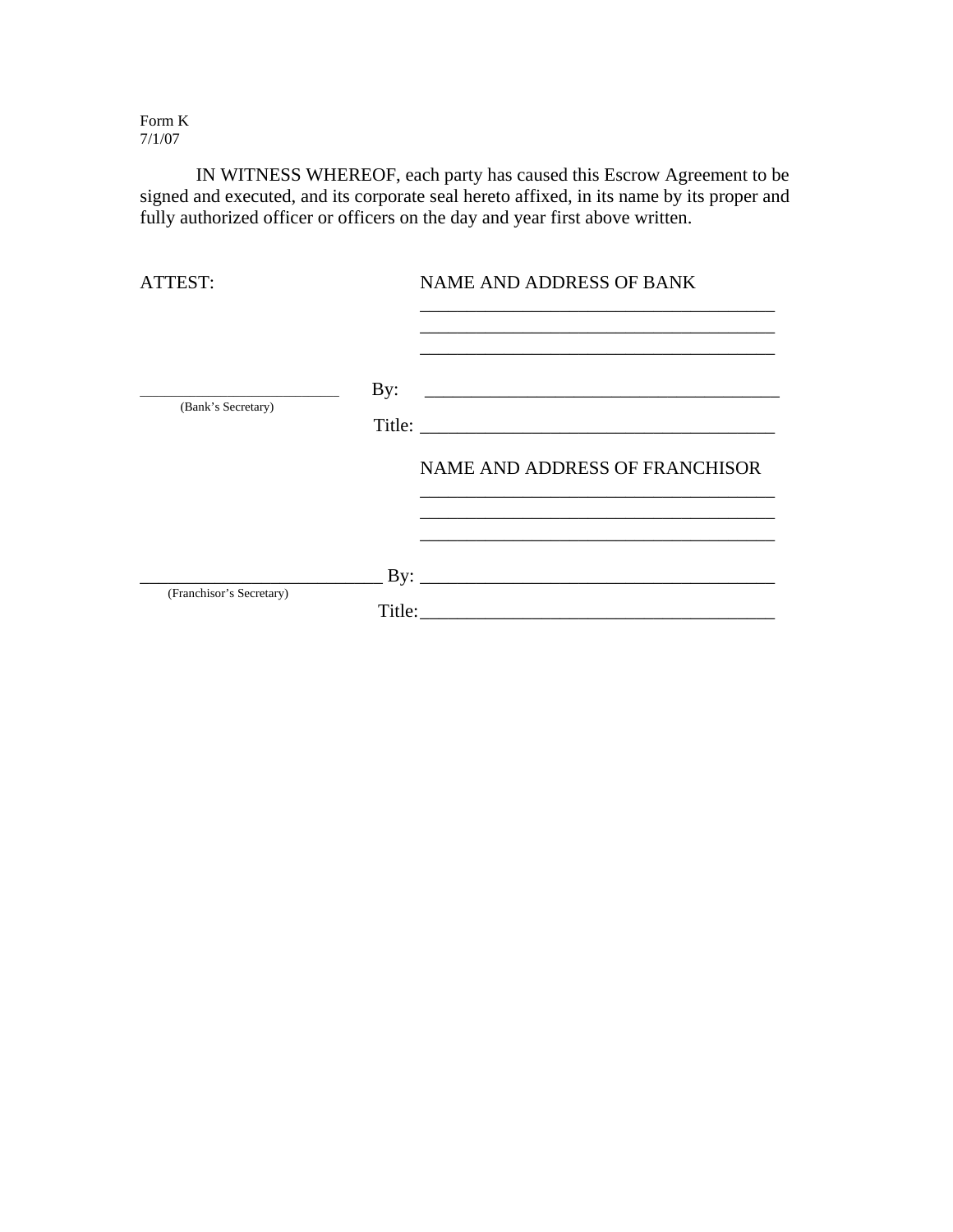Form K
7/1/07

IN WITNESS WHEREOF, each party has caused this Escrow Agreement to be signed and executed, and its corporate seal hereto affixed, in its name by its proper and fully authorized officer or officers on the day and year first above written.

ATTEST:

NAME AND ADDRESS OF BANK

_______________________________________

_______________________________________

_______________________________________

__________________________ By: _______________________________________
(Bank's Secretary)

Title: _______________________________________

NAME AND ADDRESS OF FRANCHISOR

_______________________________________

_______________________________________

_______________________________________

__________________________ By: _______________________________________
(Franchisor's Secretary)

Title: _______________________________________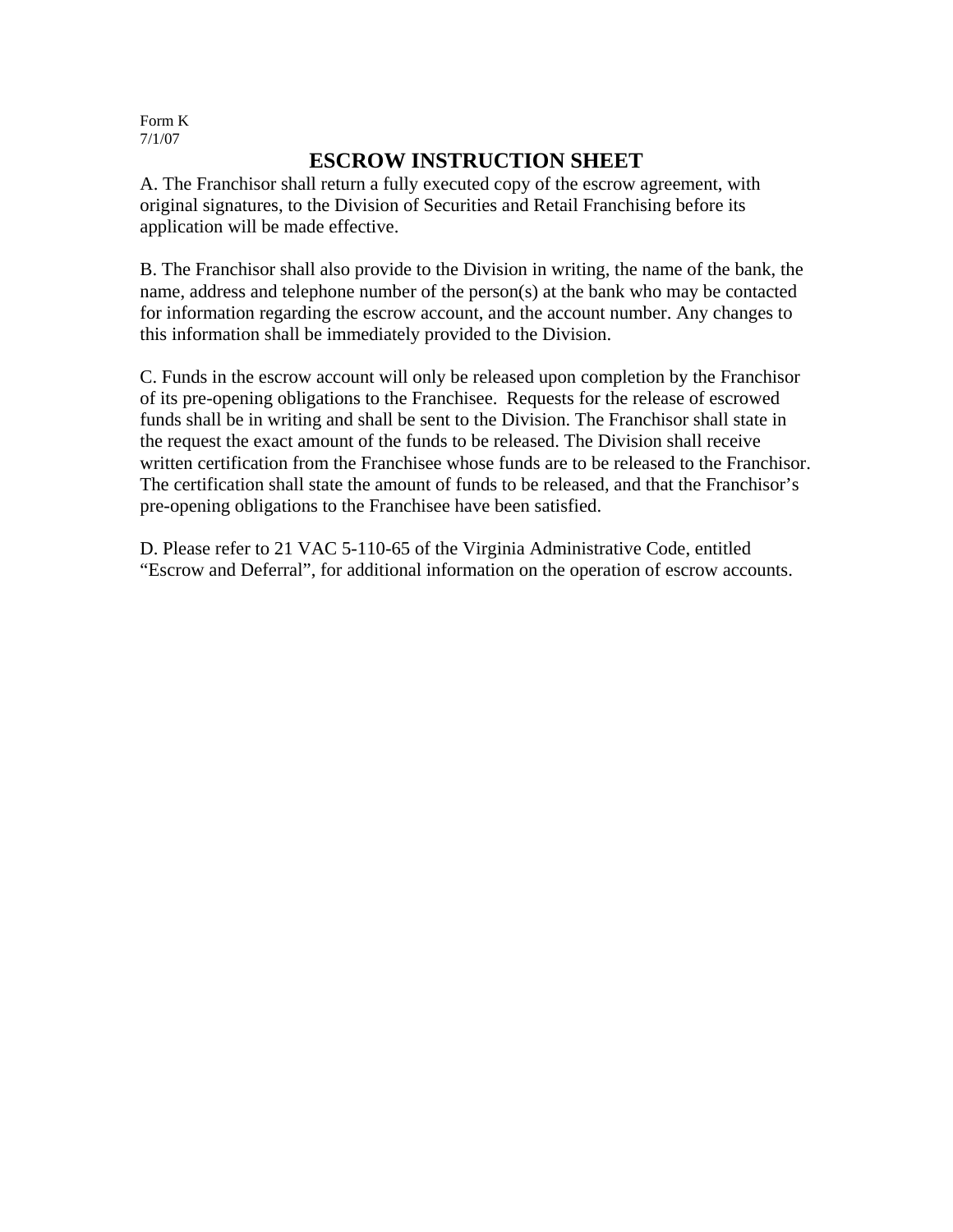Form K
7/1/07

# ESCROW INSTRUCTION SHEET

A. The Franchisor shall return a fully executed copy of the escrow agreement, with original signatures, to the Division of Securities and Retail Franchising before its application will be made effective.

B. The Franchisor shall also provide to the Division in writing, the name of the bank, the name, address and telephone number of the person(s) at the bank who may be contacted for information regarding the escrow account, and the account number. Any changes to this information shall be immediately provided to the Division.

C. Funds in the escrow account will only be released upon completion by the Franchisor of its pre-opening obligations to the Franchisee. Requests for the release of escrowed funds shall be in writing and shall be sent to the Division. The Franchisor shall state in the request the exact amount of the funds to be released. The Division shall receive written certification from the Franchisee whose funds are to be released to the Franchisor. The certification shall state the amount of funds to be released, and that the Franchisor's pre-opening obligations to the Franchisee have been satisfied.

D. Please refer to 21 VAC 5-110-65 of the Virginia Administrative Code, entitled "Escrow and Deferral", for additional information on the operation of escrow accounts.